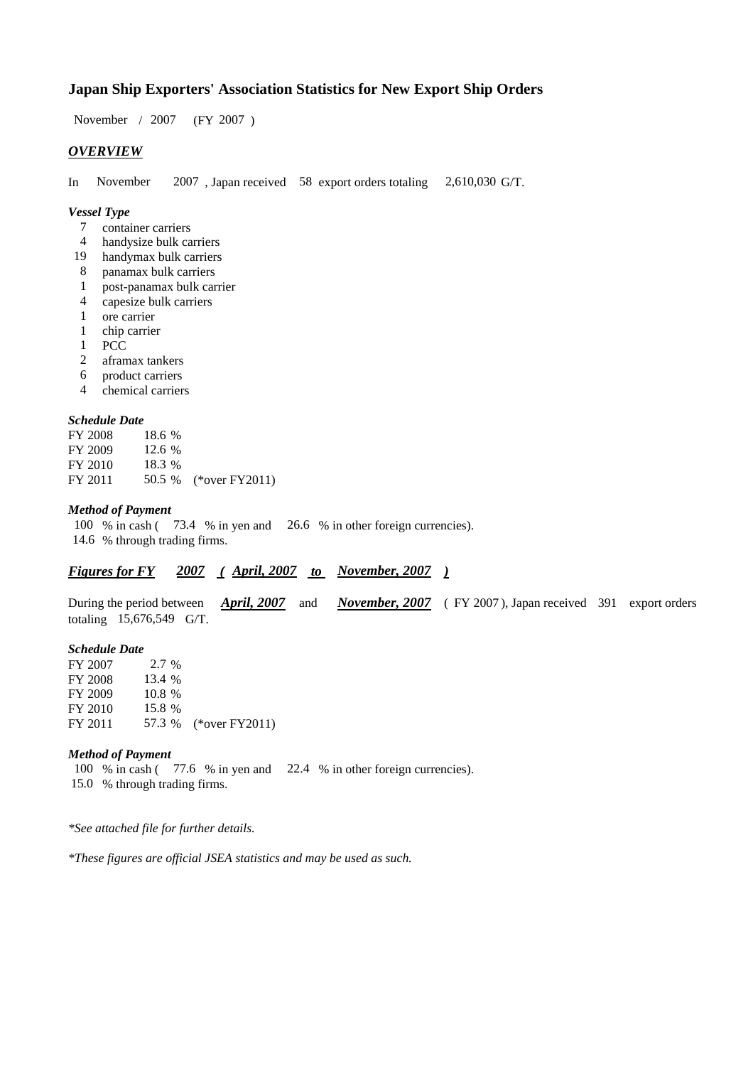# Japan Ship Exporters' Association Statistics for New Export Ship Orders

November / 2007 (FY 2007 )

## *OVERVIEW*

In November 2007 , Japan received 58 export orders totaling 2,610,030 G/T.

### *Vessel Type*

- 7 container carriers
- 4 handysize bulk carriers
- 19 handymax bulk carriers
- 8 panamax bulk carriers
- 1 post-panamax bulk carrier
- 4 capesize bulk carriers
- 1 ore carrier
- 1 chip carrier
- 1 PCC
- 2 aframax tankers
- 6 product carriers
- 4 chemical carriers

### *Schedule Date*

| | | |
|---|---|---|
| FY 2008 | 18.6 % | |
| FY 2009 | 12.6 % | |
| FY 2010 | 18.3 % | |
| FY 2011 | 50.5 % | (*over FY2011) |

### *Method of Payment*

100 % in cash ( 73.4 % in yen and 26.6 % in other foreign currencies).
14.6 % through trading firms.

## ***Figures for FY 2007 ( April, 2007 to November, 2007 )***

During the period between ***April, 2007*** and ***November, 2007*** ( FY 2007 ), Japan received 391 export orders totaling 15,676,549 G/T.

### *Schedule Date*

| | | |
|---|---|---|
| FY 2007 | 2.7 % | |
| FY 2008 | 13.4 % | |
| FY 2009 | 10.8 % | |
| FY 2010 | 15.8 % | |
| FY 2011 | 57.3 % | (*over FY2011) |

### *Method of Payment*

100 % in cash ( 77.6 % in yen and 22.4 % in other foreign currencies).
15.0 % through trading firms.

*\*See attached file for further details.*

*\*These figures are official JSEA statistics and may be used as such.*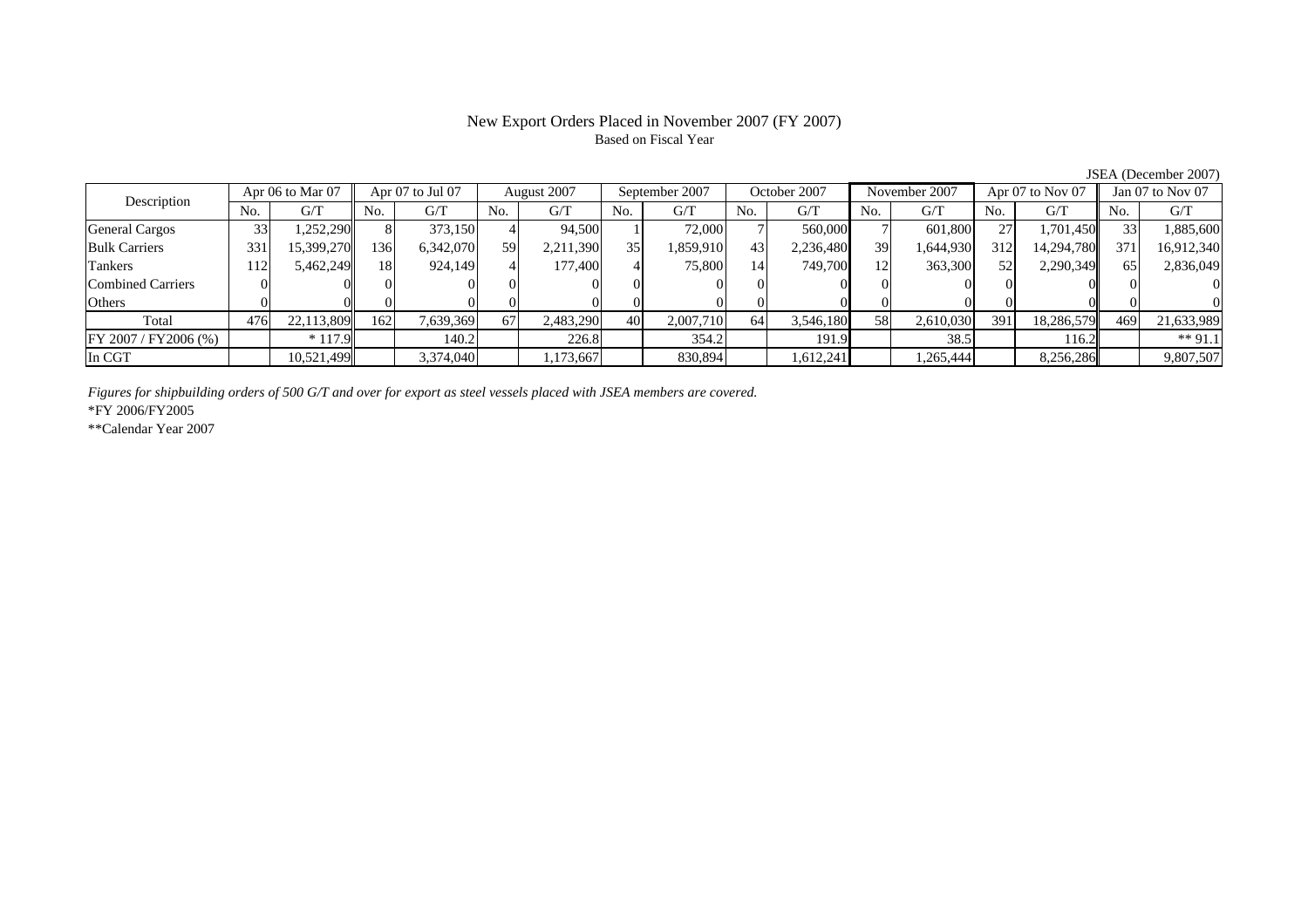# New Export Orders Placed in November 2007 (FY 2007)

Based on Fiscal Year

JSEA (December 2007)

| Description | Apr 06 to Mar 07 | | Apr 07 to Jul 07 | | August 2007 | | September 2007 | | October 2007 | | November 2007 | | Apr 07 to Nov 07 | | Jan 07 to Nov 07 | |
|---|---|---|---|---|---|---|---|---|---|---|---|---|---|---|---|---|
| | No. | G/T | No. | G/T | No. | G/T | No. | G/T | No. | G/T | No. | G/T | No. | G/T | No. | G/T |
| General Cargos | 33 | 1,252,290 | 8 | 373,150 | 4 | 94,500 | 1 | 72,000 | 7 | 560,000 | 7 | 601,800 | 27 | 1,701,450 | 33 | 1,885,600 |
| Bulk Carriers | 331 | 15,399,270 | 136 | 6,342,070 | 59 | 2,211,390 | 35 | 1,859,910 | 43 | 2,236,480 | 39 | 1,644,930 | 312 | 14,294,780 | 371 | 16,912,340 |
| Tankers | 112 | 5,462,249 | 18 | 924,149 | 4 | 177,400 | 4 | 75,800 | 14 | 749,700 | 12 | 363,300 | 52 | 2,290,349 | 65 | 2,836,049 |
| Combined Carriers | 0 | 0 | 0 | 0 | 0 | 0 | 0 | 0 | 0 | 0 | 0 | 0 | 0 | 0 | 0 | 0 |
| Others | 0 | 0 | 0 | 0 | 0 | 0 | 0 | 0 | 0 | 0 | 0 | 0 | 0 | 0 | 0 | 0 |
| Total | 476 | 22,113,809 | 162 | 7,639,369 | 67 | 2,483,290 | 40 | 2,007,710 | 64 | 3,546,180 | 58 | 2,610,030 | 391 | 18,286,579 | 469 | 21,633,989 |
| FY 2007 / FY2006 (%) | | * 117.9 | | 140.2 | | 226.8 | | 354.2 | | 191.9 | | 38.5 | | 116.2 | | ** 91.1 |
| In CGT | | 10,521,499 | | 3,374,040 | | 1,173,667 | | 830,894 | | 1,612,241 | | 1,265,444 | | 8,256,286 | | 9,807,507 |

*Figures for shipbuilding orders of 500 G/T and over for export as steel vessels placed with JSEA members are covered.*

*FY 2006/FY2005

**Calendar Year 2007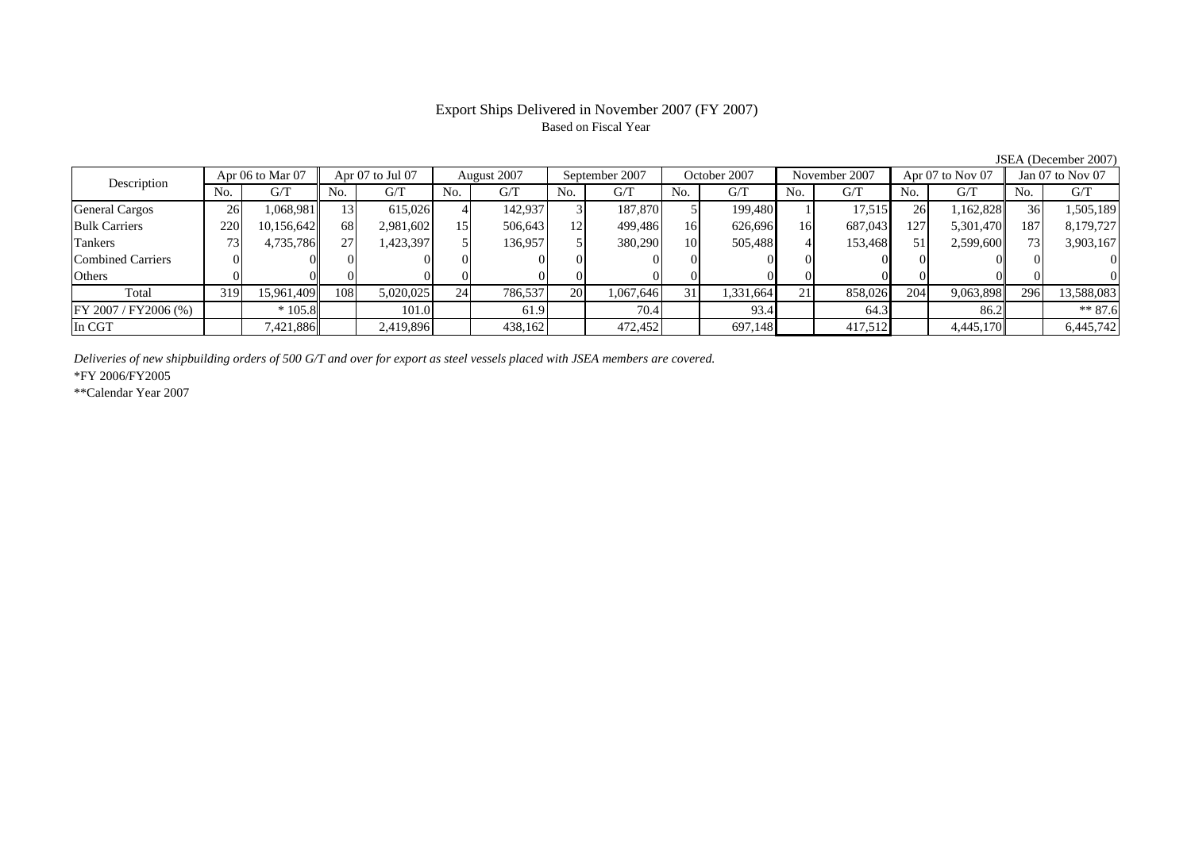# Export Ships Delivered in November 2007 (FY 2007)

Based on Fiscal Year

JSEA (December 2007)

| Description | Apr 06 to Mar 07 | | Apr 07 to Jul 07 | | August 2007 | | September 2007 | | October 2007 | | November 2007 | | Apr 07 to Nov 07 | | Jan 07 to Nov 07 | |
|---|---|---|---|---|---|---|---|---|---|---|---|---|---|---|---|---|
| | No. | G/T | No. | G/T | No. | G/T | No. | G/T | No. | G/T | No. | G/T | No. | G/T | No. | G/T |
| General Cargos | 26 | 1,068,981 | 13 | 615,026 | 4 | 142,937 | 3 | 187,870 | 5 | 199,480 | 1 | 17,515 | 26 | 1,162,828 | 36 | 1,505,189 |
| Bulk Carriers | 220 | 10,156,642 | 68 | 2,981,602 | 15 | 506,643 | 12 | 499,486 | 16 | 626,696 | 16 | 687,043 | 127 | 5,301,470 | 187 | 8,179,727 |
| Tankers | 73 | 4,735,786 | 27 | 1,423,397 | 5 | 136,957 | 5 | 380,290 | 10 | 505,488 | 4 | 153,468 | 51 | 2,599,600 | 73 | 3,903,167 |
| Combined Carriers | 0 | 0 | 0 | 0 | 0 | 0 | 0 | 0 | 0 | 0 | 0 | 0 | 0 | 0 | 0 | 0 |
| Others | 0 | 0 | 0 | 0 | 0 | 0 | 0 | 0 | 0 | 0 | 0 | 0 | 0 | 0 | 0 | 0 |
| Total | 319 | 15,961,409 | 108 | 5,020,025 | 24 | 786,537 | 20 | 1,067,646 | 31 | 1,331,664 | 21 | 858,026 | 204 | 9,063,898 | 296 | 13,588,083 |
| FY 2007 / FY2006 (%) | | * 105.8 | | 101.0 | | 61.9 | | 70.4 | | 93.4 | | 64.3 | | 86.2 | | ** 87.6 |
| In CGT | | 7,421,886 | | 2,419,896 | | 438,162 | | 472,452 | | 697,148 | | 417,512 | | 4,445,170 | | 6,445,742 |

*Deliveries of new shipbuilding orders of 500 G/T and over for export as steel vessels placed with JSEA members are covered.*

*FY 2006/FY2005

**Calendar Year 2007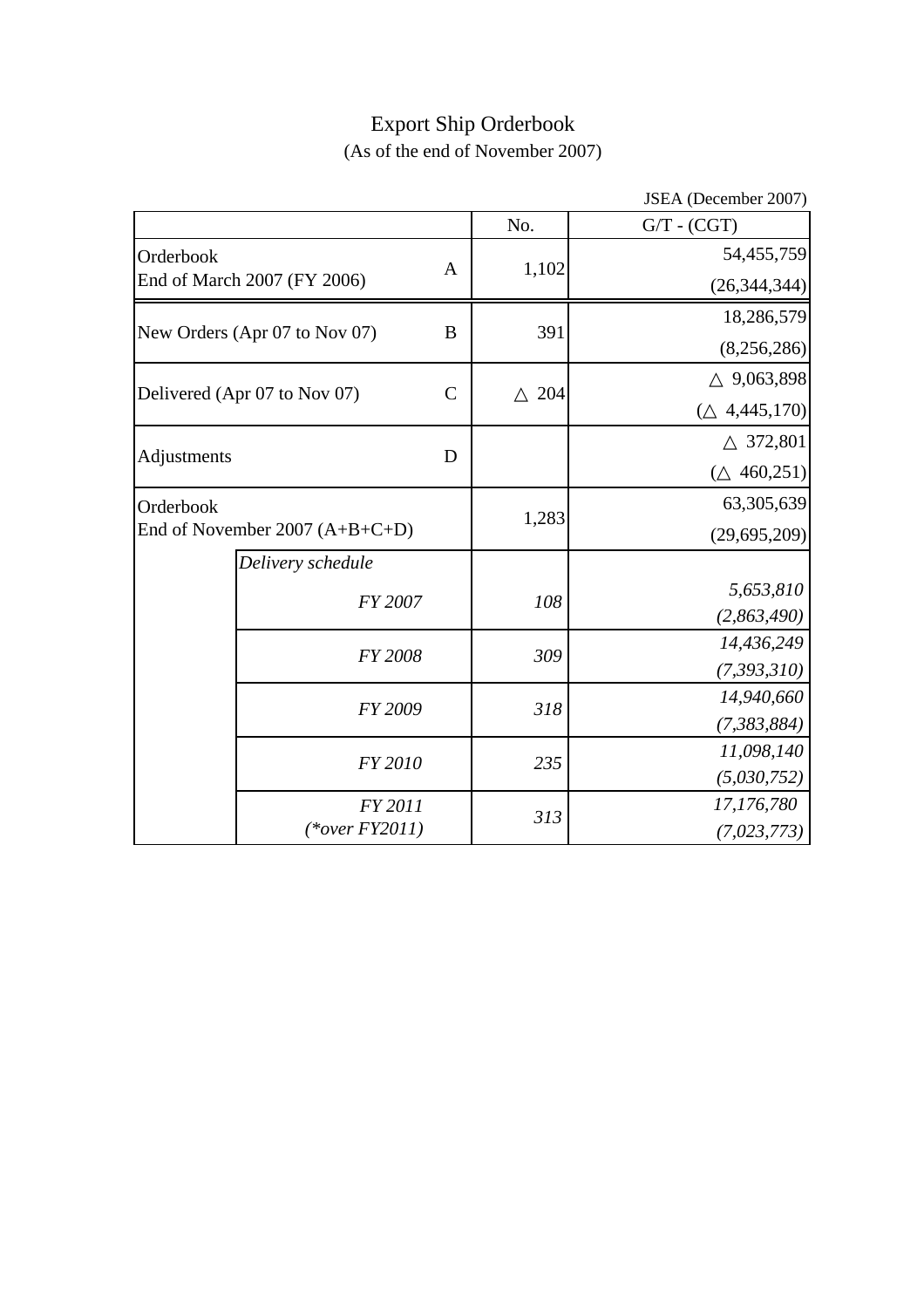# Export Ship Orderbook

(As of the end of November 2007)

JSEA (December 2007)

| | | | No. | G/T - (CGT) |
|---|---|---|---|---|
| Orderbook<br>End of March 2007 (FY 2006) | | A | 1,102 | 54,455,759<br>(26,344,344) |
| New Orders (Apr 07 to Nov 07) | | B | 391 | 18,286,579<br>(8,256,286) |
| Delivered (Apr 07 to Nov 07) | | C | △ 204 | △ 9,063,898<br>(△ 4,445,170) |
| Adjustments | | D | | △ 372,801<br>(△ 460,251) |
| Orderbook<br>End of November 2007 (A+B+C+D) | | | 1,283 | 63,305,639<br>(29,695,209) |
| | *Delivery schedule* | | | |
| | *FY 2007* | | *108* | *5,653,810*<br>*(2,863,490)* |
| | *FY 2008* | | *309* | *14,436,249*<br>*(7,393,310)* |
| | *FY 2009* | | *318* | *14,940,660*<br>*(7,383,884)* |
| | *FY 2010* | | *235* | *11,098,140*<br>*(5,030,752)* |
| | *FY 2011*<br>*(*over FY2011)* | | *313* | *17,176,780*<br>*(7,023,773)* |